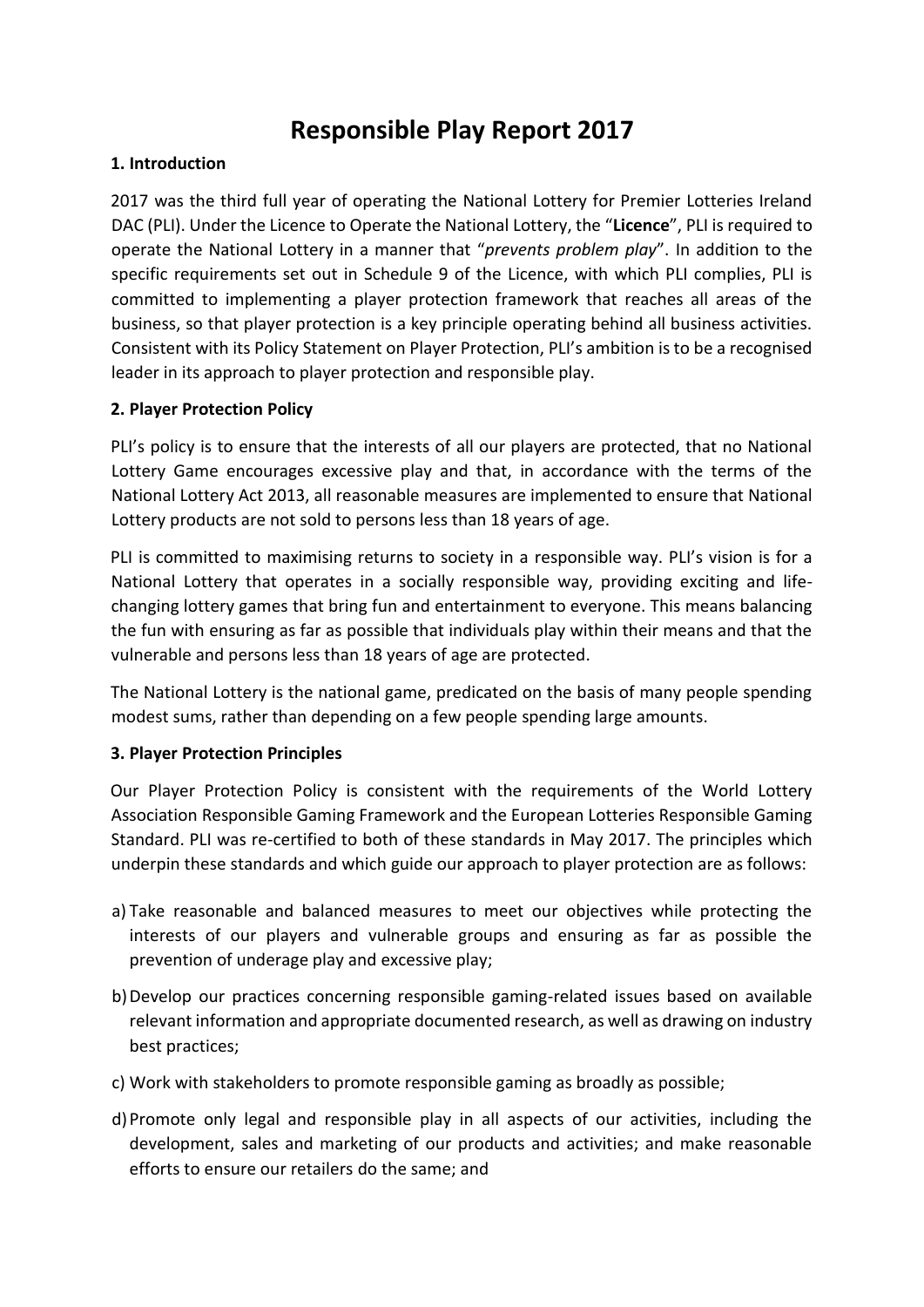# Responsible Play Report 2017

## 1. Introduction

2017 was the third full year of operating the National Lottery for Premier Lotteries Ireland DAC (PLI). Under the Licence to Operate the National Lottery, the "**Licence**", PLI is required to operate the National Lottery in a manner that "*prevents problem play*". In addition to the specific requirements set out in Schedule 9 of the Licence, with which PLI complies, PLI is committed to implementing a player protection framework that reaches all areas of the business, so that player protection is a key principle operating behind all business activities. Consistent with its Policy Statement on Player Protection, PLI's ambition is to be a recognised leader in its approach to player protection and responsible play.

## 2. Player Protection Policy

PLI's policy is to ensure that the interests of all our players are protected, that no National Lottery Game encourages excessive play and that, in accordance with the terms of the National Lottery Act 2013, all reasonable measures are implemented to ensure that National Lottery products are not sold to persons less than 18 years of age.

PLI is committed to maximising returns to society in a responsible way. PLI's vision is for a National Lottery that operates in a socially responsible way, providing exciting and life-changing lottery games that bring fun and entertainment to everyone. This means balancing the fun with ensuring as far as possible that individuals play within their means and that the vulnerable and persons less than 18 years of age are protected.

The National Lottery is the national game, predicated on the basis of many people spending modest sums, rather than depending on a few people spending large amounts.

## 3. Player Protection Principles

Our Player Protection Policy is consistent with the requirements of the World Lottery Association Responsible Gaming Framework and the European Lotteries Responsible Gaming Standard. PLI was re-certified to both of these standards in May 2017. The principles which underpin these standards and which guide our approach to player protection are as follows:

a) Take reasonable and balanced measures to meet our objectives while protecting the interests of our players and vulnerable groups and ensuring as far as possible the prevention of underage play and excessive play;

b) Develop our practices concerning responsible gaming-related issues based on available relevant information and appropriate documented research, as well as drawing on industry best practices;

c) Work with stakeholders to promote responsible gaming as broadly as possible;

d) Promote only legal and responsible play in all aspects of our activities, including the development, sales and marketing of our products and activities; and make reasonable efforts to ensure our retailers do the same; and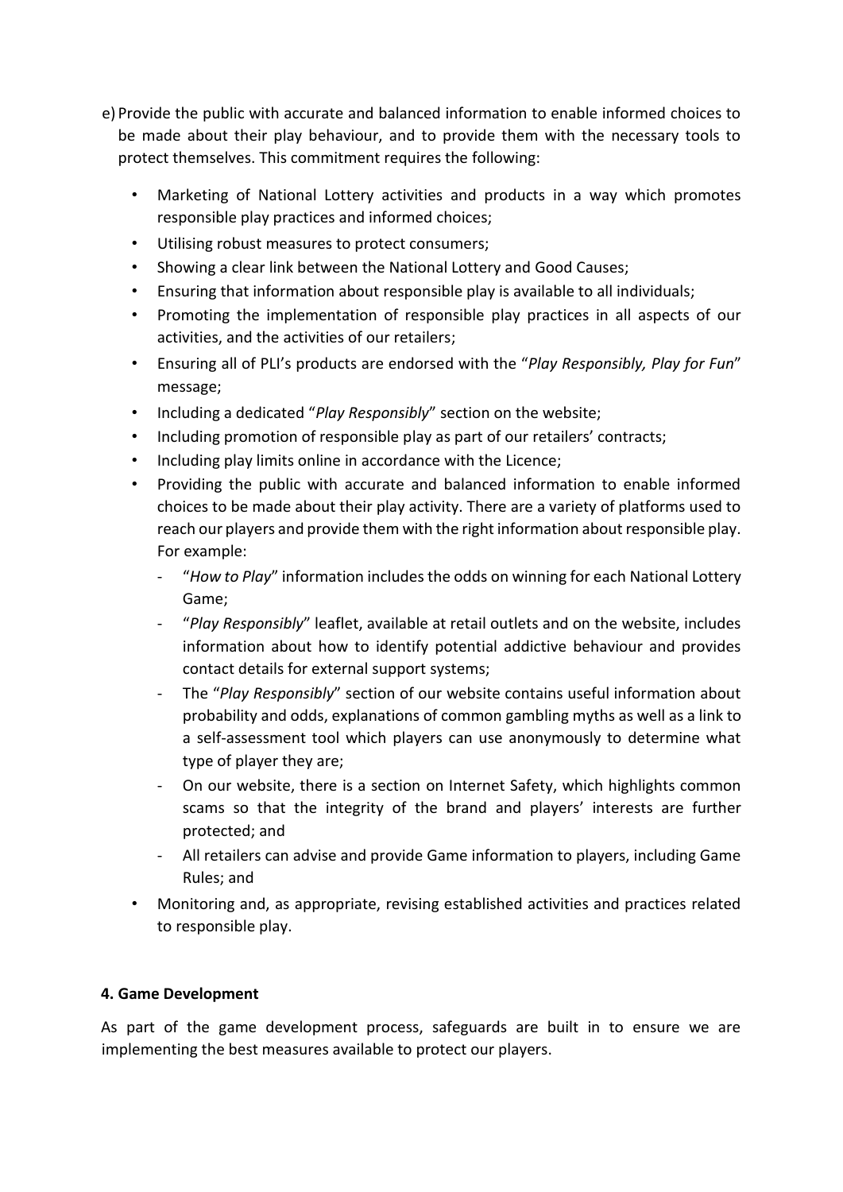e) Provide the public with accurate and balanced information to enable informed choices to be made about their play behaviour, and to provide them with the necessary tools to protect themselves. This commitment requires the following:

- Marketing of National Lottery activities and products in a way which promotes responsible play practices and informed choices;
- Utilising robust measures to protect consumers;
- Showing a clear link between the National Lottery and Good Causes;
- Ensuring that information about responsible play is available to all individuals;
- Promoting the implementation of responsible play practices in all aspects of our activities, and the activities of our retailers;
- Ensuring all of PLI's products are endorsed with the "*Play Responsibly, Play for Fun*" message;
- Including a dedicated "*Play Responsibly*" section on the website;
- Including promotion of responsible play as part of our retailers' contracts;
- Including play limits online in accordance with the Licence;
- Providing the public with accurate and balanced information to enable informed choices to be made about their play activity. There are a variety of platforms used to reach our players and provide them with the right information about responsible play. For example:
    - "*How to Play*" information includes the odds on winning for each National Lottery Game;
    - "*Play Responsibly*" leaflet, available at retail outlets and on the website, includes information about how to identify potential addictive behaviour and provides contact details for external support systems;
    - The "*Play Responsibly*" section of our website contains useful information about probability and odds, explanations of common gambling myths as well as a link to a self-assessment tool which players can use anonymously to determine what type of player they are;
    - On our website, there is a section on Internet Safety, which highlights common scams so that the integrity of the brand and players' interests are further protected; and
    - All retailers can advise and provide Game information to players, including Game Rules; and
- Monitoring and, as appropriate, revising established activities and practices related to responsible play.

**4. Game Development**

As part of the game development process, safeguards are built in to ensure we are implementing the best measures available to protect our players.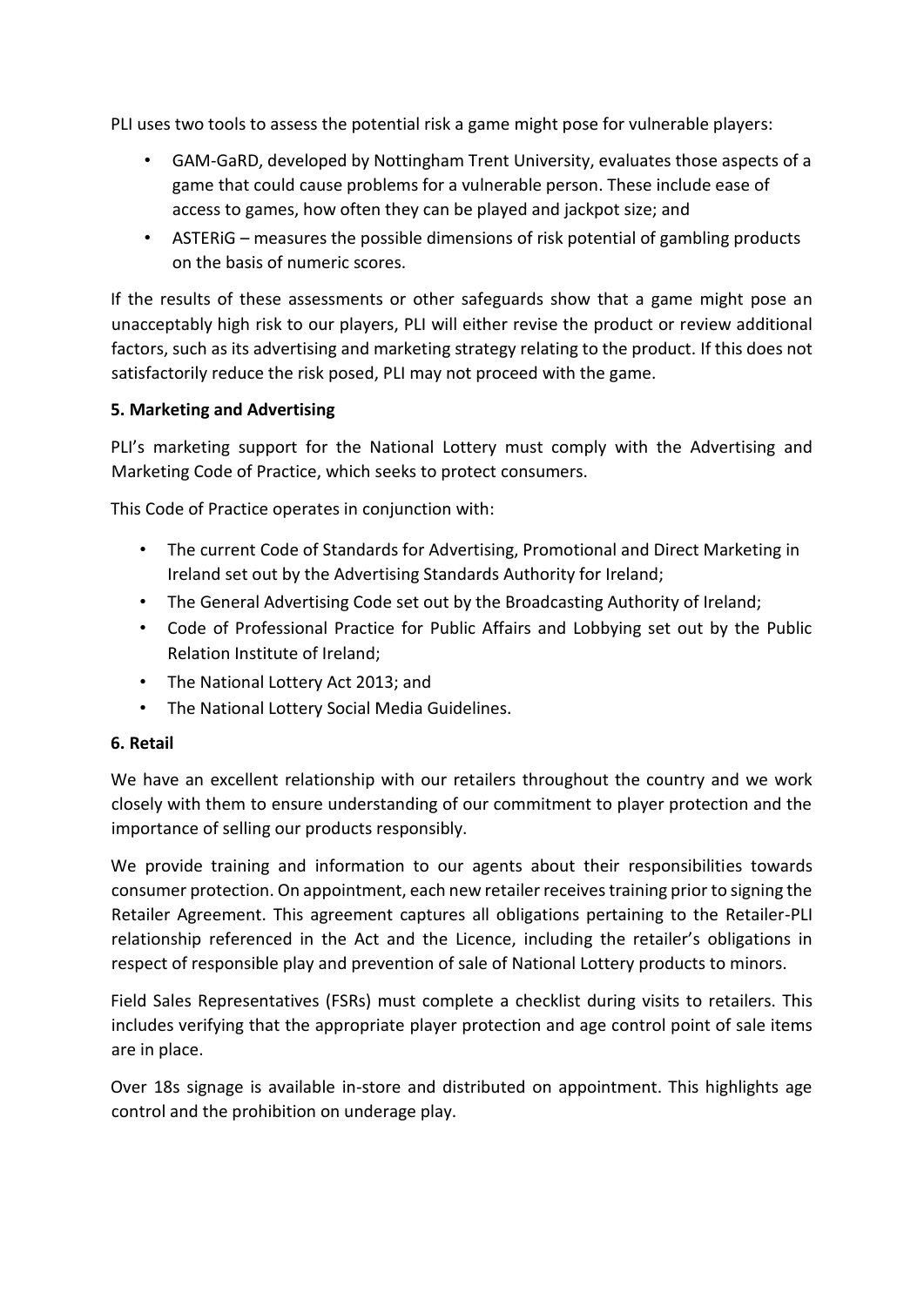PLI uses two tools to assess the potential risk a game might pose for vulnerable players:

- GAM-GaRD, developed by Nottingham Trent University, evaluates those aspects of a game that could cause problems for a vulnerable person. These include ease of access to games, how often they can be played and jackpot size; and
- ASTERiG – measures the possible dimensions of risk potential of gambling products on the basis of numeric scores.

If the results of these assessments or other safeguards show that a game might pose an unacceptably high risk to our players, PLI will either revise the product or review additional factors, such as its advertising and marketing strategy relating to the product. If this does not satisfactorily reduce the risk posed, PLI may not proceed with the game.

**5. Marketing and Advertising**

PLI's marketing support for the National Lottery must comply with the Advertising and Marketing Code of Practice, which seeks to protect consumers.

This Code of Practice operates in conjunction with:

- The current Code of Standards for Advertising, Promotional and Direct Marketing in Ireland set out by the Advertising Standards Authority for Ireland;
- The General Advertising Code set out by the Broadcasting Authority of Ireland;
- Code of Professional Practice for Public Affairs and Lobbying set out by the Public Relation Institute of Ireland;
- The National Lottery Act 2013; and
- The National Lottery Social Media Guidelines.

**6. Retail**

We have an excellent relationship with our retailers throughout the country and we work closely with them to ensure understanding of our commitment to player protection and the importance of selling our products responsibly.

We provide training and information to our agents about their responsibilities towards consumer protection. On appointment, each new retailer receives training prior to signing the Retailer Agreement. This agreement captures all obligations pertaining to the Retailer-PLI relationship referenced in the Act and the Licence, including the retailer's obligations in respect of responsible play and prevention of sale of National Lottery products to minors.

Field Sales Representatives (FSRs) must complete a checklist during visits to retailers. This includes verifying that the appropriate player protection and age control point of sale items are in place.

Over 18s signage is available in-store and distributed on appointment. This highlights age control and the prohibition on underage play.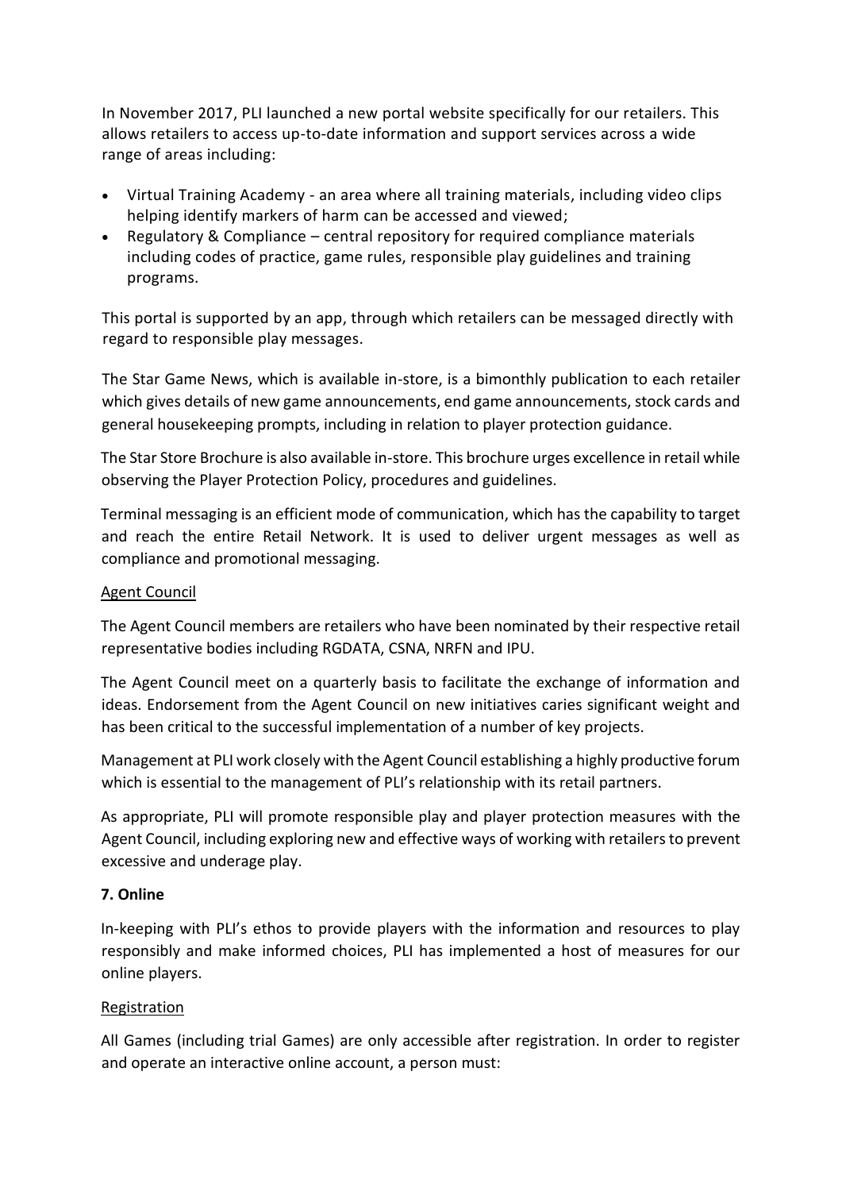In November 2017, PLI launched a new portal website specifically for our retailers. This allows retailers to access up-to-date information and support services across a wide range of areas including:

- Virtual Training Academy - an area where all training materials, including video clips helping identify markers of harm can be accessed and viewed;
- Regulatory & Compliance – central repository for required compliance materials including codes of practice, game rules, responsible play guidelines and training programs.

This portal is supported by an app, through which retailers can be messaged directly with regard to responsible play messages.

The Star Game News, which is available in-store, is a bimonthly publication to each retailer which gives details of new game announcements, end game announcements, stock cards and general housekeeping prompts, including in relation to player protection guidance.

The Star Store Brochure is also available in-store. This brochure urges excellence in retail while observing the Player Protection Policy, procedures and guidelines.

Terminal messaging is an efficient mode of communication, which has the capability to target and reach the entire Retail Network. It is used to deliver urgent messages as well as compliance and promotional messaging.

<u>Agent Council</u>

The Agent Council members are retailers who have been nominated by their respective retail representative bodies including RGDATA, CSNA, NRFN and IPU.

The Agent Council meet on a quarterly basis to facilitate the exchange of information and ideas. Endorsement from the Agent Council on new initiatives caries significant weight and has been critical to the successful implementation of a number of key projects.

Management at PLI work closely with the Agent Council establishing a highly productive forum which is essential to the management of PLI's relationship with its retail partners.

As appropriate, PLI will promote responsible play and player protection measures with the Agent Council, including exploring new and effective ways of working with retailers to prevent excessive and underage play.

## 7. Online

In-keeping with PLI's ethos to provide players with the information and resources to play responsibly and make informed choices, PLI has implemented a host of measures for our online players.

<u>Registration</u>

All Games (including trial Games) are only accessible after registration. In order to register and operate an interactive online account, a person must: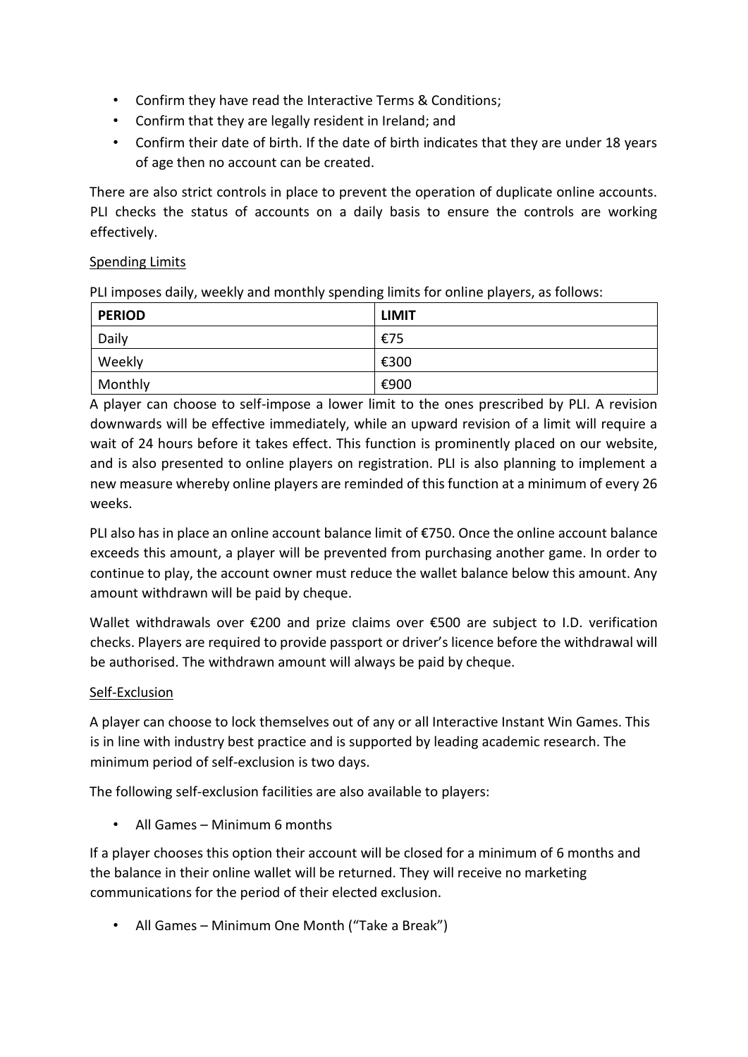- Confirm they have read the Interactive Terms & Conditions;
- Confirm that they are legally resident in Ireland; and
- Confirm their date of birth. If the date of birth indicates that they are under 18 years of age then no account can be created.

There are also strict controls in place to prevent the operation of duplicate online accounts. PLI checks the status of accounts on a daily basis to ensure the controls are working effectively.

Spending Limits

PLI imposes daily, weekly and monthly spending limits for online players, as follows:

| PERIOD | LIMIT |
|---|---|
| Daily | €75 |
| Weekly | €300 |
| Monthly | €900 |

A player can choose to self-impose a lower limit to the ones prescribed by PLI. A revision downwards will be effective immediately, while an upward revision of a limit will require a wait of 24 hours before it takes effect. This function is prominently placed on our website, and is also presented to online players on registration. PLI is also planning to implement a new measure whereby online players are reminded of this function at a minimum of every 26 weeks.

PLI also has in place an online account balance limit of €750. Once the online account balance exceeds this amount, a player will be prevented from purchasing another game. In order to continue to play, the account owner must reduce the wallet balance below this amount. Any amount withdrawn will be paid by cheque.

Wallet withdrawals over €200 and prize claims over €500 are subject to I.D. verification checks. Players are required to provide passport or driver's licence before the withdrawal will be authorised. The withdrawn amount will always be paid by cheque.

Self-Exclusion

A player can choose to lock themselves out of any or all Interactive Instant Win Games. This is in line with industry best practice and is supported by leading academic research. The minimum period of self-exclusion is two days.

The following self-exclusion facilities are also available to players:

- All Games – Minimum 6 months

If a player chooses this option their account will be closed for a minimum of 6 months and the balance in their online wallet will be returned. They will receive no marketing communications for the period of their elected exclusion.

- All Games – Minimum One Month ("Take a Break")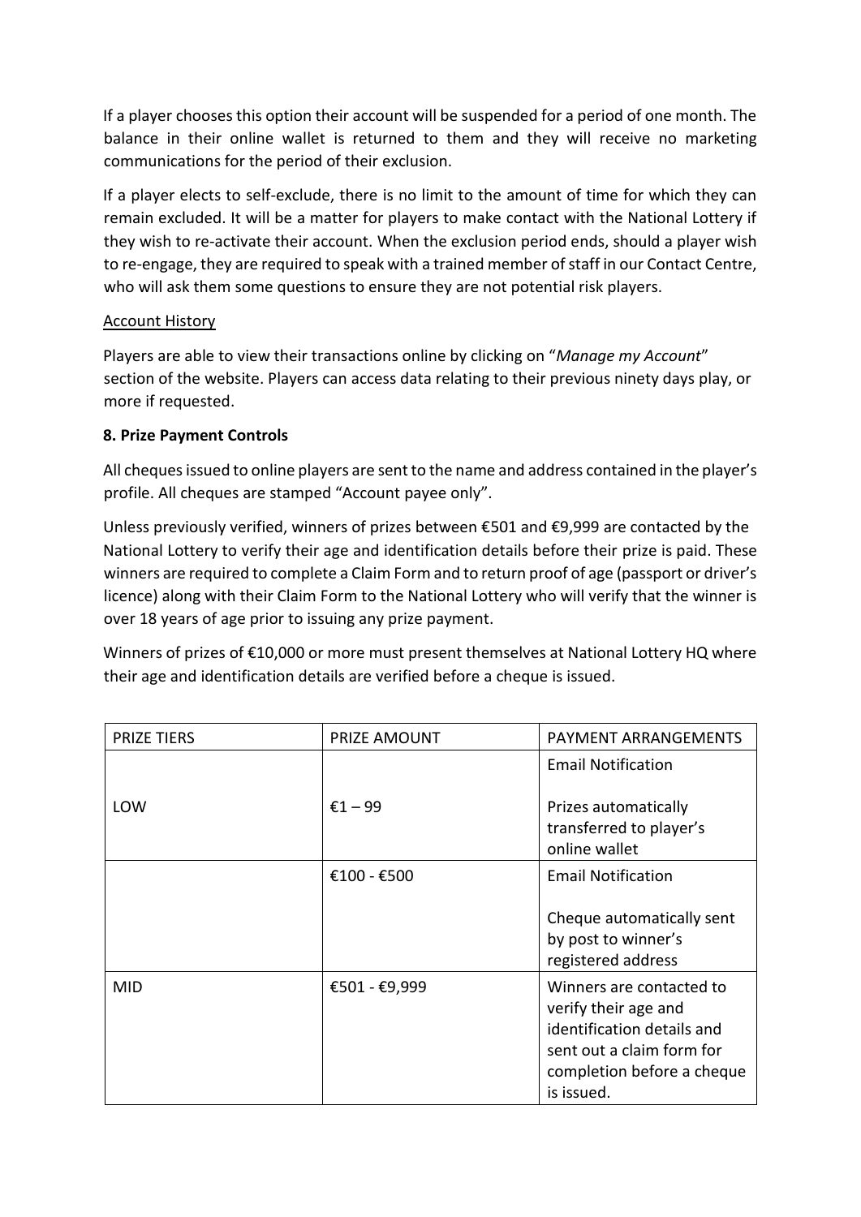If a player chooses this option their account will be suspended for a period of one month. The balance in their online wallet is returned to them and they will receive no marketing communications for the period of their exclusion.

If a player elects to self-exclude, there is no limit to the amount of time for which they can remain excluded. It will be a matter for players to make contact with the National Lottery if they wish to re-activate their account. When the exclusion period ends, should a player wish to re-engage, they are required to speak with a trained member of staff in our Contact Centre, who will ask them some questions to ensure they are not potential risk players.

<u>Account History</u>

Players are able to view their transactions online by clicking on "*Manage my Account*" section of the website. Players can access data relating to their previous ninety days play, or more if requested.

**8. Prize Payment Controls**

All cheques issued to online players are sent to the name and address contained in the player's profile. All cheques are stamped "Account payee only".

Unless previously verified, winners of prizes between €501 and €9,999 are contacted by the National Lottery to verify their age and identification details before their prize is paid. These winners are required to complete a Claim Form and to return proof of age (passport or driver's licence) along with their Claim Form to the National Lottery who will verify that the winner is over 18 years of age prior to issuing any prize payment.

Winners of prizes of €10,000 or more must present themselves at National Lottery HQ where their age and identification details are verified before a cheque is issued.

| PRIZE TIERS | PRIZE AMOUNT | PAYMENT ARRANGEMENTS |
|---|---|---|
| LOW | €1 – 99 | Email Notification<br><br>Prizes automatically transferred to player's online wallet |
| | €100 - €500 | Email Notification<br><br>Cheque automatically sent by post to winner's registered address |
| MID | €501 - €9,999 | Winners are contacted to verify their age and identification details and sent out a claim form for completion before a cheque is issued. |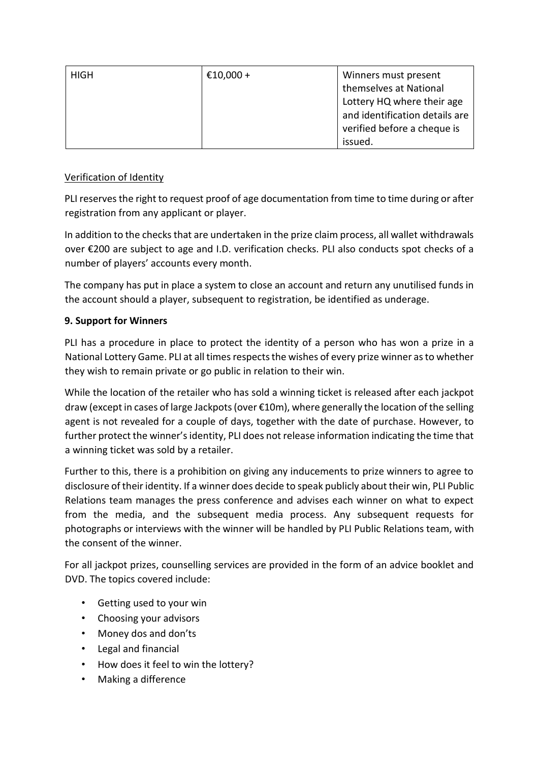| HIGH | €10,000 + | Winners must present themselves at National Lottery HQ where their age and identification details are verified before a cheque is issued. |
|---|---|---|

Verification of Identity

PLI reserves the right to request proof of age documentation from time to time during or after registration from any applicant or player.

In addition to the checks that are undertaken in the prize claim process, all wallet withdrawals over €200 are subject to age and I.D. verification checks. PLI also conducts spot checks of a number of players' accounts every month.

The company has put in place a system to close an account and return any unutilised funds in the account should a player, subsequent to registration, be identified as underage.

**9. Support for Winners**

PLI has a procedure in place to protect the identity of a person who has won a prize in a National Lottery Game. PLI at all times respects the wishes of every prize winner as to whether they wish to remain private or go public in relation to their win.

While the location of the retailer who has sold a winning ticket is released after each jackpot draw (except in cases of large Jackpots (over €10m), where generally the location of the selling agent is not revealed for a couple of days, together with the date of purchase. However, to further protect the winner's identity, PLI does not release information indicating the time that a winning ticket was sold by a retailer.

Further to this, there is a prohibition on giving any inducements to prize winners to agree to disclosure of their identity. If a winner does decide to speak publicly about their win, PLI Public Relations team manages the press conference and advises each winner on what to expect from the media, and the subsequent media process. Any subsequent requests for photographs or interviews with the winner will be handled by PLI Public Relations team, with the consent of the winner.

For all jackpot prizes, counselling services are provided in the form of an advice booklet and DVD. The topics covered include:

- Getting used to your win
- Choosing your advisors
- Money dos and don'ts
- Legal and financial
- How does it feel to win the lottery?
- Making a difference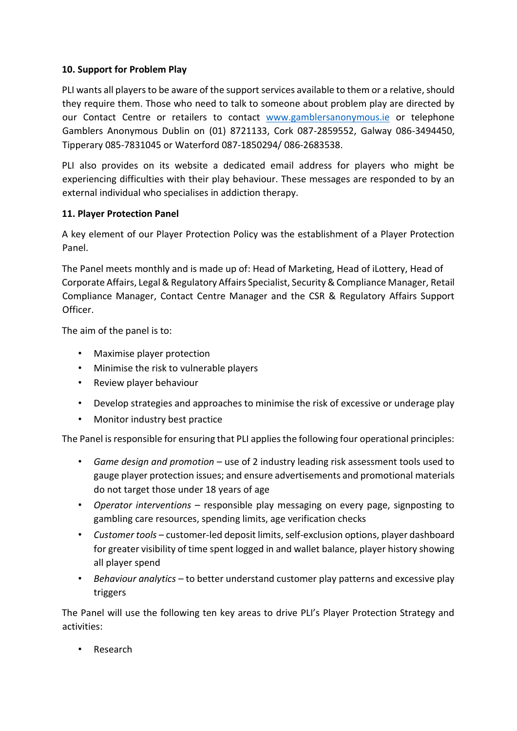**10. Support for Problem Play**

PLI wants all players to be aware of the support services available to them or a relative, should they require them. Those who need to talk to someone about problem play are directed by our Contact Centre or retailers to contact [www.gamblersanonymous.ie](http://www.gamblersanonymous.ie) or telephone Gamblers Anonymous Dublin on (01) 8721133, Cork 087-2859552, Galway 086-3494450, Tipperary 085-7831045 or Waterford 087-1850294/ 086-2683538.

PLI also provides on its website a dedicated email address for players who might be experiencing difficulties with their play behaviour. These messages are responded to by an external individual who specialises in addiction therapy.

**11. Player Protection Panel**

A key element of our Player Protection Policy was the establishment of a Player Protection Panel.

The Panel meets monthly and is made up of: Head of Marketing, Head of iLottery, Head of Corporate Affairs, Legal & Regulatory Affairs Specialist, Security & Compliance Manager, Retail Compliance Manager, Contact Centre Manager and the CSR & Regulatory Affairs Support Officer.

The aim of the panel is to:

- Maximise player protection
- Minimise the risk to vulnerable players
- Review player behaviour
- Develop strategies and approaches to minimise the risk of excessive or underage play
- Monitor industry best practice

The Panel is responsible for ensuring that PLI applies the following four operational principles:

- *Game design and promotion* – use of 2 industry leading risk assessment tools used to gauge player protection issues; and ensure advertisements and promotional materials do not target those under 18 years of age
- *Operator interventions* – responsible play messaging on every page, signposting to gambling care resources, spending limits, age verification checks
- *Customer tools* – customer-led deposit limits, self-exclusion options, player dashboard for greater visibility of time spent logged in and wallet balance, player history showing all player spend
- *Behaviour analytics* – to better understand customer play patterns and excessive play triggers

The Panel will use the following ten key areas to drive PLI's Player Protection Strategy and activities:

- Research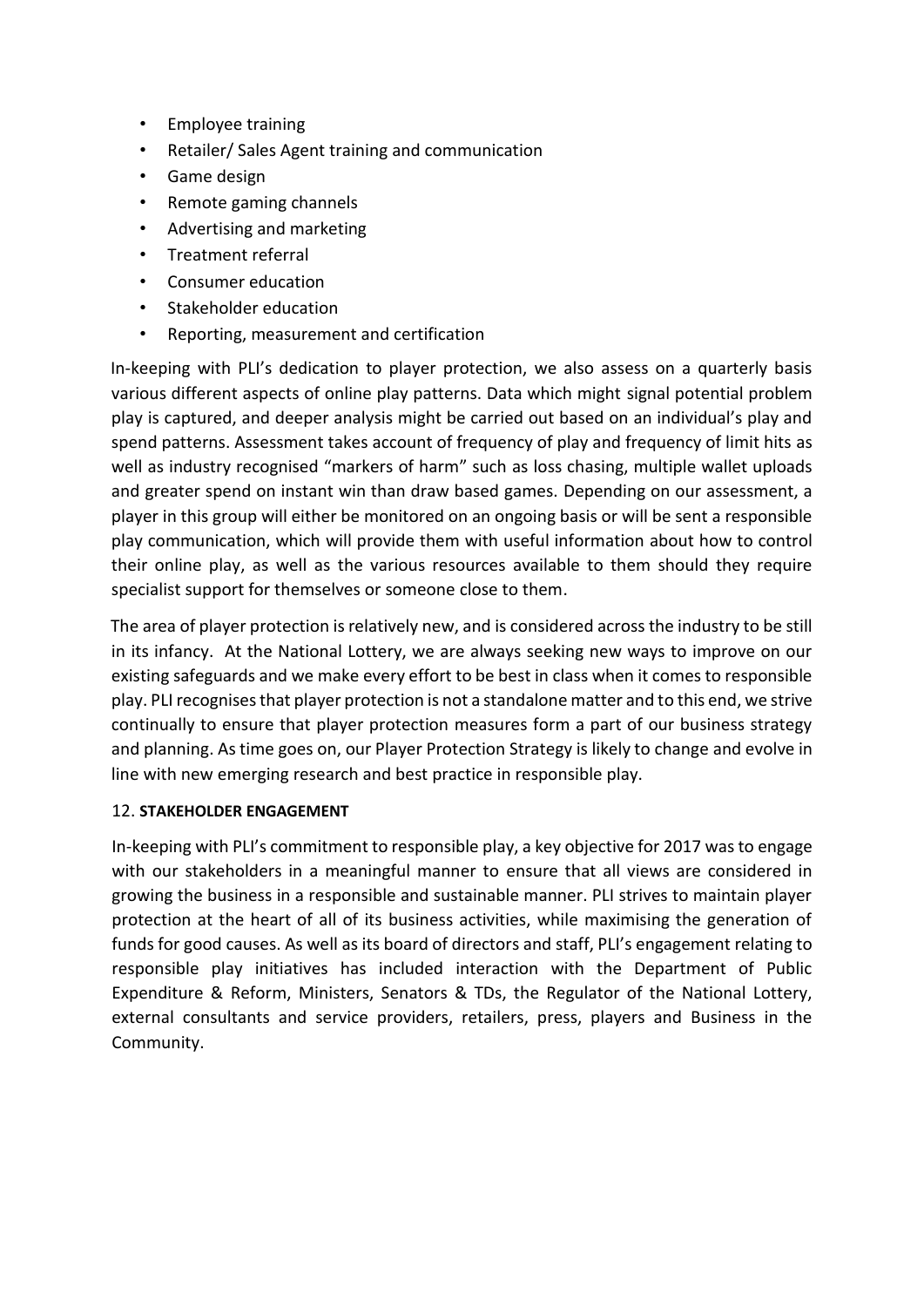- Employee training
- Retailer/ Sales Agent training and communication
- Game design
- Remote gaming channels
- Advertising and marketing
- Treatment referral
- Consumer education
- Stakeholder education
- Reporting, measurement and certification

In-keeping with PLI's dedication to player protection, we also assess on a quarterly basis various different aspects of online play patterns. Data which might signal potential problem play is captured, and deeper analysis might be carried out based on an individual's play and spend patterns. Assessment takes account of frequency of play and frequency of limit hits as well as industry recognised "markers of harm" such as loss chasing, multiple wallet uploads and greater spend on instant win than draw based games. Depending on our assessment, a player in this group will either be monitored on an ongoing basis or will be sent a responsible play communication, which will provide them with useful information about how to control their online play, as well as the various resources available to them should they require specialist support for themselves or someone close to them.

The area of player protection is relatively new, and is considered across the industry to be still in its infancy. At the National Lottery, we are always seeking new ways to improve on our existing safeguards and we make every effort to be best in class when it comes to responsible play. PLI recognises that player protection is not a standalone matter and to this end, we strive continually to ensure that player protection measures form a part of our business strategy and planning. As time goes on, our Player Protection Strategy is likely to change and evolve in line with new emerging research and best practice in responsible play.

## 12. STAKEHOLDER ENGAGEMENT

In-keeping with PLI's commitment to responsible play, a key objective for 2017 was to engage with our stakeholders in a meaningful manner to ensure that all views are considered in growing the business in a responsible and sustainable manner. PLI strives to maintain player protection at the heart of all of its business activities, while maximising the generation of funds for good causes. As well as its board of directors and staff, PLI's engagement relating to responsible play initiatives has included interaction with the Department of Public Expenditure & Reform, Ministers, Senators & TDs, the Regulator of the National Lottery, external consultants and service providers, retailers, press, players and Business in the Community.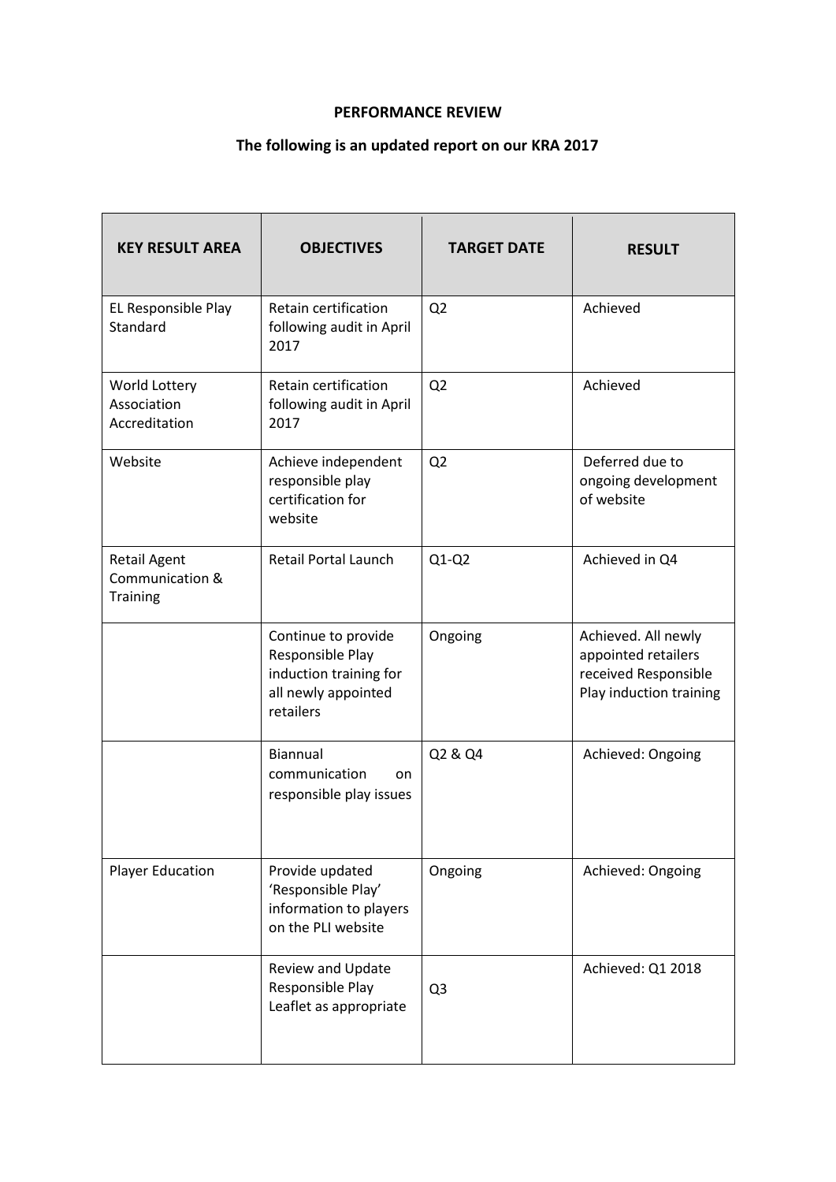**PERFORMANCE REVIEW**

**The following is an updated report on our KRA 2017**

| KEY RESULT AREA | OBJECTIVES | TARGET DATE | RESULT |
|---|---|---|---|
| EL Responsible Play Standard | Retain certification following audit in April 2017 | Q2 | Achieved |
| World Lottery Association Accreditation | Retain certification following audit in April 2017 | Q2 | Achieved |
| Website | Achieve independent responsible play certification for website | Q2 | Deferred due to ongoing development of website |
| Retail Agent Communication & Training | Retail Portal Launch | Q1-Q2 | Achieved in Q4 |
| | Continue to provide Responsible Play induction training for all newly appointed retailers | Ongoing | Achieved. All newly appointed retailers received Responsible Play induction training |
| | Biannual communication on responsible play issues | Q2 & Q4 | Achieved: Ongoing |
| Player Education | Provide updated 'Responsible Play' information to players on the PLI website | Ongoing | Achieved: Ongoing |
| | Review and Update Responsible Play Leaflet as appropriate | Q3 | Achieved: Q1 2018 |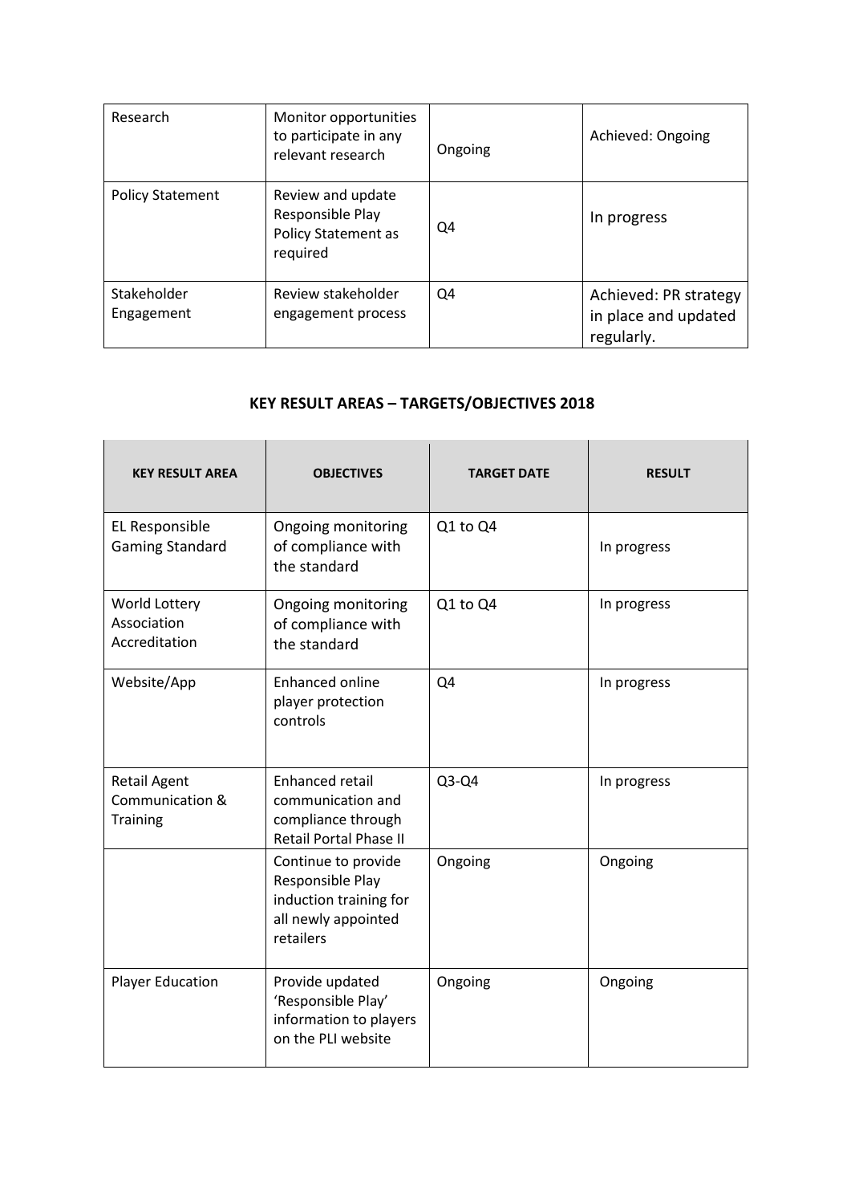| Research | Monitor opportunities to participate in any relevant research | Ongoing | Achieved: Ongoing |
|---|---|---|---|
| Policy Statement | Review and update Responsible Play Policy Statement as required | Q4 | In progress |
| Stakeholder Engagement | Review stakeholder engagement process | Q4 | Achieved: PR strategy in place and updated regularly. |

## KEY RESULT AREAS – TARGETS/OBJECTIVES 2018

| KEY RESULT AREA | OBJECTIVES | TARGET DATE | RESULT |
|---|---|---|---|
| EL Responsible Gaming Standard | Ongoing monitoring of compliance with the standard | Q1 to Q4 | In progress |
| World Lottery Association Accreditation | Ongoing monitoring of compliance with the standard | Q1 to Q4 | In progress |
| Website/App | Enhanced online player protection controls | Q4 | In progress |
| Retail Agent Communication & Training | Enhanced retail communication and compliance through Retail Portal Phase II | Q3-Q4 | In progress |
| | Continue to provide Responsible Play induction training for all newly appointed retailers | Ongoing | Ongoing |
| Player Education | Provide updated 'Responsible Play' information to players on the PLI website | Ongoing | Ongoing |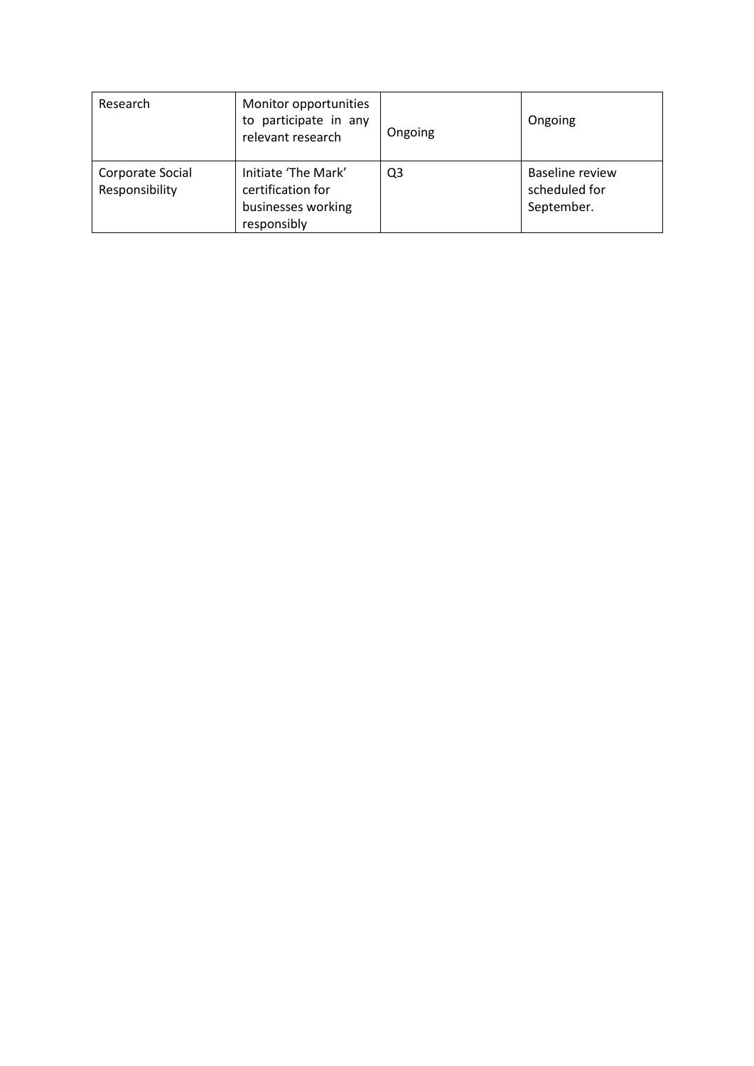| | | | |
|---|---|---|---|
| Research | Monitor opportunities to participate in any relevant research | Ongoing | Ongoing |
| Corporate Social Responsibility | Initiate 'The Mark' certification for businesses working responsibly | Q3 | Baseline review scheduled for September. |